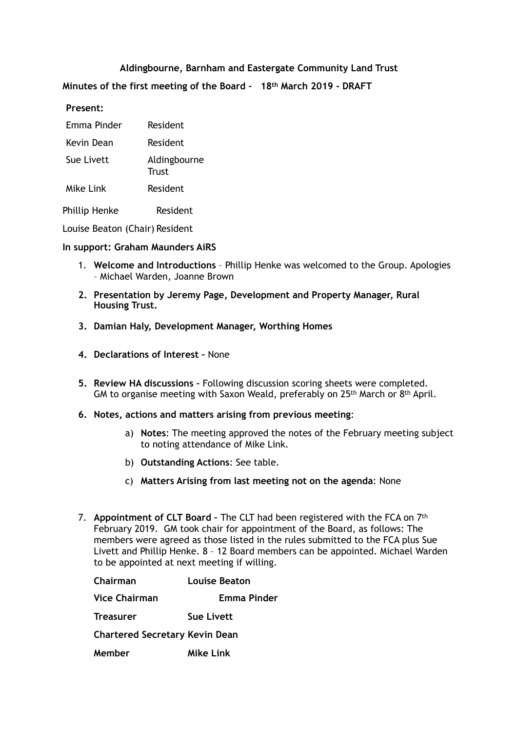**Aldingbourne, Barnham and Eastergate Community Land Trust**

**Minutes of the first meeting of the Board – 18th March 2019 - DRAFT**

**Present:**

| | |
|---|---|
| Emma Pinder | Resident |
| Kevin Dean | Resident |
| Sue Livett | Aldingbourne Trust |
| Mike Link | Resident |
| Phillip Henke | Resident |
| Louise Beaton (Chair) | Resident |

**In support: Graham Maunders AiRS**

1. **Welcome and Introductions** – Phillip Henke was welcomed to the Group. Apologies – Michael Warden, Joanne Brown
2. **Presentation by Jeremy Page, Development and Property Manager, Rural Housing Trust.**
3. **Damian Haly, Development Manager, Worthing Homes**
4. **Declarations of Interest –** None
5. **Review HA discussions –** Following discussion scoring sheets were completed. GM to organise meeting with Saxon Weald, preferably on 25th March or 8th April.
6. **Notes, actions and matters arising from previous meeting**:
   a) **Notes**: The meeting approved the notes of the February meeting subject to noting attendance of Mike Link.
   b) **Outstanding Actions**: See table.
   c) **Matters Arising from last meeting not on the agenda**: None
7. **Appointment of CLT Board –** The CLT had been registered with the FCA on 7th February 2019. GM took chair for appointment of the Board, as follows: The members were agreed as those listed in the rules submitted to the FCA plus Sue Livett and Phillip Henke. 8 – 12 Board members can be appointed. Michael Warden to be appointed at next meeting if willing.

| | |
|---|---|
| **Chairman** | **Louise Beaton** |
| **Vice Chairman** | **Emma Pinder** |
| **Treasurer** | **Sue Livett** |
| **Chartered Secretary** | **Kevin Dean** |
| **Member** | **Mike Link** |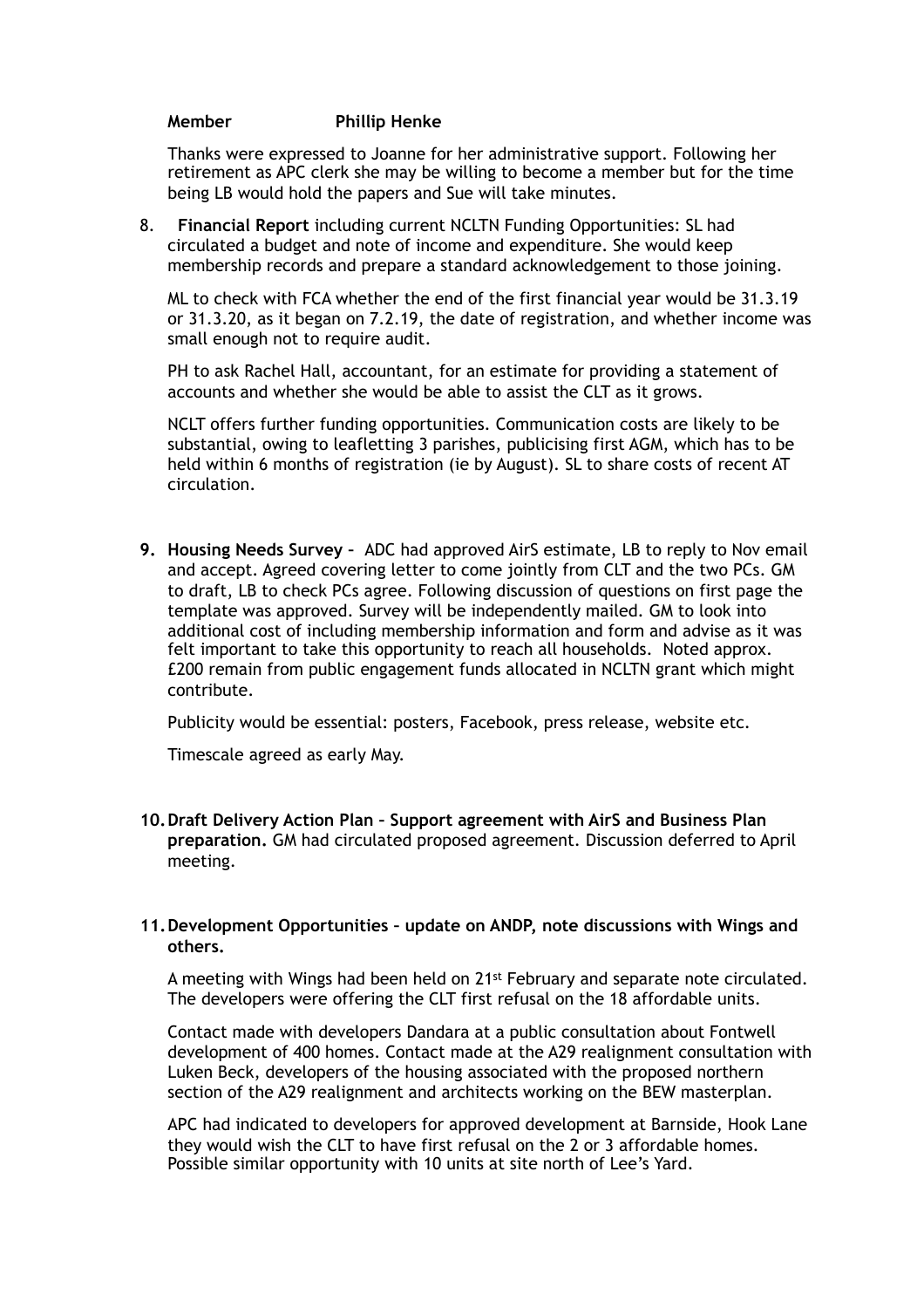**Member** **Phillip Henke**

Thanks were expressed to Joanne for her administrative support. Following her retirement as APC clerk she may be willing to become a member but for the time being LB would hold the papers and Sue will take minutes.

8. **Financial Report** including current NCLTN Funding Opportunities: SL had circulated a budget and note of income and expenditure. She would keep membership records and prepare a standard acknowledgement to those joining.

   ML to check with FCA whether the end of the first financial year would be 31.3.19 or 31.3.20, as it began on 7.2.19, the date of registration, and whether income was small enough not to require audit.

   PH to ask Rachel Hall, accountant, for an estimate for providing a statement of accounts and whether she would be able to assist the CLT as it grows.

   NCLT offers further funding opportunities. Communication costs are likely to be substantial, owing to leafletting 3 parishes, publicising first AGM, which has to be held within 6 months of registration (ie by August). SL to share costs of recent AT circulation.

9. **Housing Needs Survey** – ADC had approved AirS estimate, LB to reply to Nov email and accept. Agreed covering letter to come jointly from CLT and the two PCs. GM to draft, LB to check PCs agree. Following discussion of questions on first page the template was approved. Survey will be independently mailed. GM to look into additional cost of including membership information and form and advise as it was felt important to take this opportunity to reach all households. Noted approx. £200 remain from public engagement funds allocated in NCLTN grant which might contribute.

   Publicity would be essential: posters, Facebook, press release, website etc.

   Timescale agreed as early May.

10. **Draft Delivery Action Plan – Support agreement with AirS and Business Plan preparation.** GM had circulated proposed agreement. Discussion deferred to April meeting.

11. **Development Opportunities – update on ANDP, note discussions with Wings and others.**

   A meeting with Wings had been held on 21st February and separate note circulated. The developers were offering the CLT first refusal on the 18 affordable units.

   Contact made with developers Dandara at a public consultation about Fontwell development of 400 homes. Contact made at the A29 realignment consultation with Luken Beck, developers of the housing associated with the proposed northern section of the A29 realignment and architects working on the BEW masterplan.

   APC had indicated to developers for approved development at Barnside, Hook Lane they would wish the CLT to have first refusal on the 2 or 3 affordable homes. Possible similar opportunity with 10 units at site north of Lee's Yard.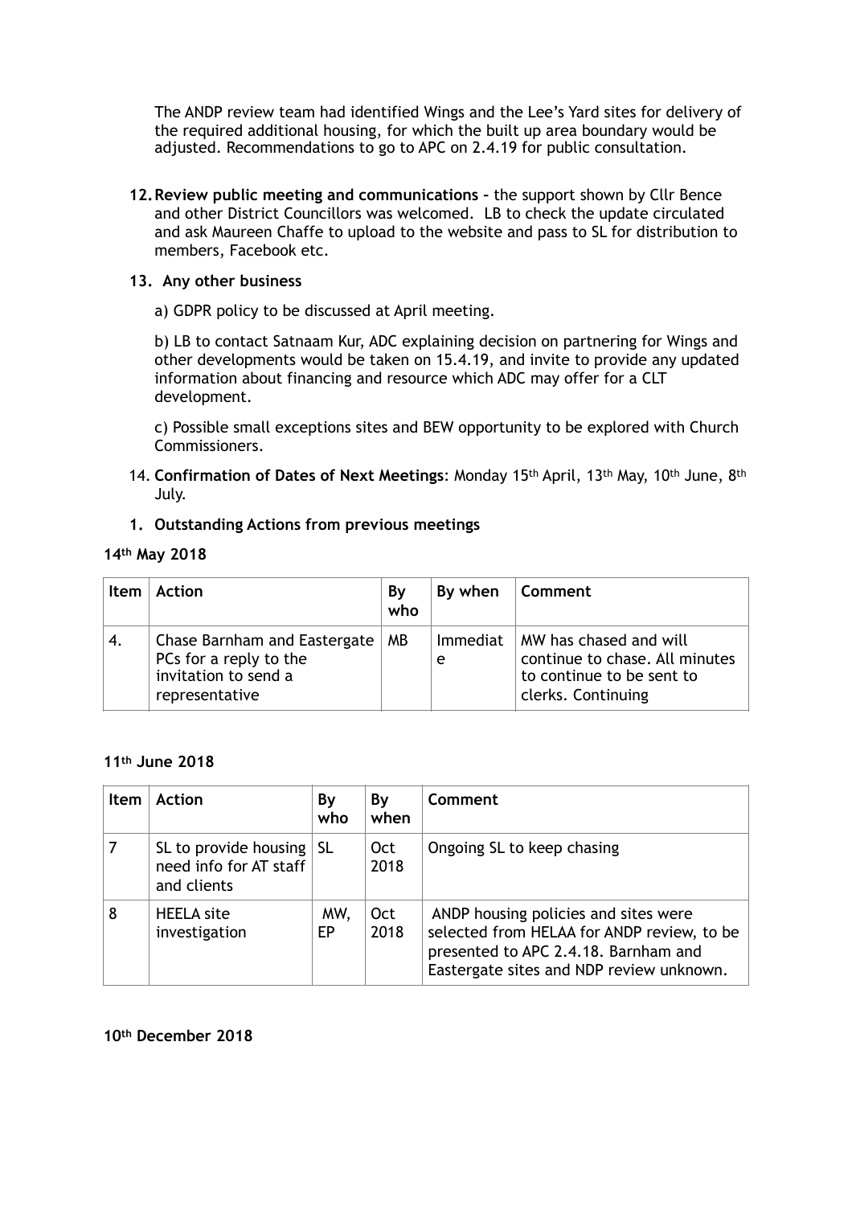The ANDP review team had identified Wings and the Lee's Yard sites for delivery of the required additional housing, for which the built up area boundary would be adjusted. Recommendations to go to APC on 2.4.19 for public consultation.

12. **Review public meeting and communications** – the support shown by Cllr Bence and other District Councillors was welcomed. LB to check the update circulated and ask Maureen Chaffe to upload to the website and pass to SL for distribution to members, Facebook etc.

13. **Any other business**

    a) GDPR policy to be discussed at April meeting.

    b) LB to contact Satnaam Kur, ADC explaining decision on partnering for Wings and other developments would be taken on 15.4.19, and invite to provide any updated information about financing and resource which ADC may offer for a CLT development.

    c) Possible small exceptions sites and BEW opportunity to be explored with Church Commissioners.

14. **Confirmation of Dates of Next Meetings**: Monday 15th April, 13th May, 10th June, 8th July.

1. **Outstanding Actions from previous meetings**

**14th May 2018**

| Item | Action | By who | By when | Comment |
|---|---|---|---|---|
| 4. | Chase Barnham and Eastergate PCs for a reply to the invitation to send a representative | MB | Immediate | MW has chased and will continue to chase. All minutes to continue to be sent to clerks. Continuing |

**11th June 2018**

| Item | Action | By who | By when | Comment |
|---|---|---|---|---|
| 7 | SL to provide housing need info for AT staff and clients | SL | Oct 2018 | Ongoing SL to keep chasing |
| 8 | HEELA site investigation | MW, EP | Oct 2018 | ANDP housing policies and sites were selected from HELAA for ANDP review, to be presented to APC 2.4.18. Barnham and Eastergate sites and NDP review unknown. |

**10th December 2018**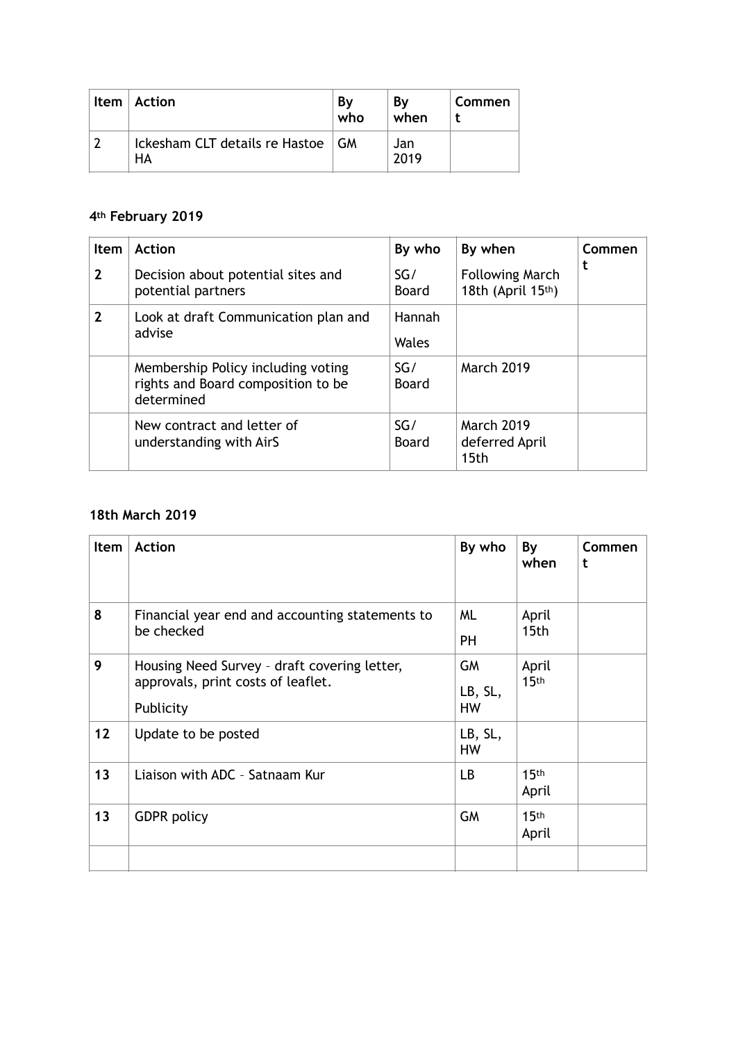| Item | Action | By who | By when | Comment |
| --- | --- | --- | --- | --- |
| 2 | Ickesham CLT details re Hastoe HA | GM | Jan 2019 | |

**4th February 2019**

| Item | Action | By who | By when | Comment |
| --- | --- | --- | --- | --- |
| 2 | Decision about potential sites and potential partners | SG/ Board | Following March 18th (April 15th) | |
| 2 | Look at draft Communication plan and advise | Hannah Wales | | |
| | Membership Policy including voting rights and Board composition to be determined | SG/ Board | March 2019 | |
| | New contract and letter of understanding with AirS | SG/ Board | March 2019 deferred April 15th | |

**18th March 2019**

| Item | Action | By who | By when | Comment |
| --- | --- | --- | --- | --- |
| 8 | Financial year end and accounting statements to be checked | ML PH | April 15th | |
| 9 | Housing Need Survey – draft covering letter, approvals, print costs of leaflet. Publicity | GM LB, SL, HW | April 15th | |
| 12 | Update to be posted | LB, SL, HW | | |
| 13 | Liaison with ADC – Satnaam Kur | LB | 15th April | |
| 13 | GDPR policy | GM | 15th April | |
| | | | | |